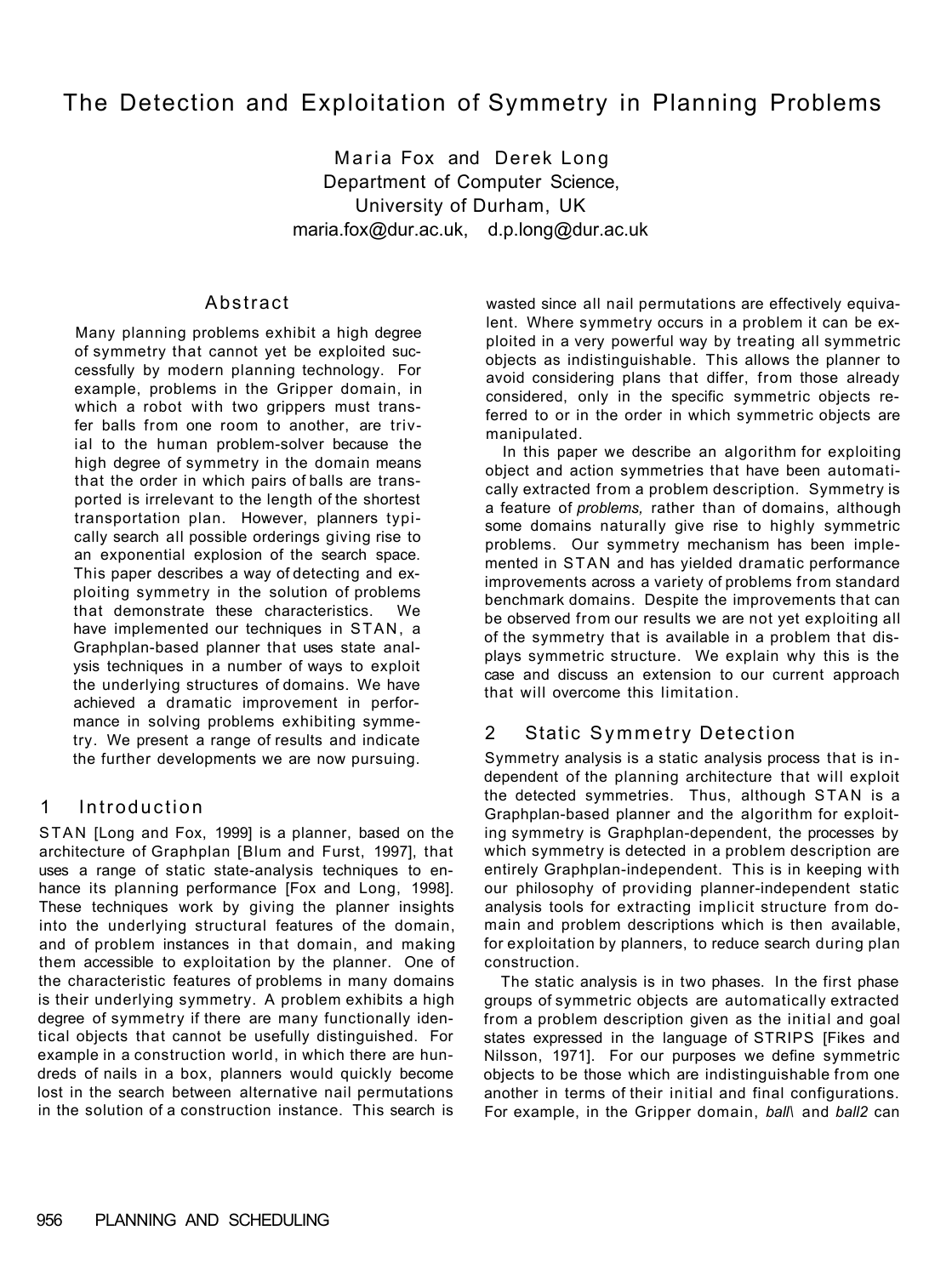# The Detection and Exploitation of Symmetry in Planning Problems

Maria Fox and Derek Long
Department of Computer Science,
University of Durham, UK
maria.fox@dur.ac.uk, d.p.long@dur.ac.uk

## Abstract

Many planning problems exhibit a high degree of symmetry that cannot yet be exploited successfully by modern planning technology. For example, problems in the Gripper domain, in which a robot with two grippers must transfer balls from one room to another, are trivial to the human problem-solver because the high degree of symmetry in the domain means that the order in which pairs of balls are transported is irrelevant to the length of the shortest transportation plan. However, planners typically search all possible orderings giving rise to an exponential explosion of the search space. This paper describes a way of detecting and exploiting symmetry in the solution of problems that demonstrate these characteristics. We have implemented our techniques in STAN, a Graphplan-based planner that uses state analysis techniques in a number of ways to exploit the underlying structures of domains. We have achieved a dramatic improvement in performance in solving problems exhibiting symmetry. We present a range of results and indicate the further developments we are now pursuing.

## 1 Introduction

STAN [Long and Fox, 1999] is a planner, based on the architecture of Graphplan [Blum and Furst, 1997], that uses a range of static state-analysis techniques to enhance its planning performance [Fox and Long, 1998]. These techniques work by giving the planner insights into the underlying structural features of the domain, and of problem instances in that domain, and making them accessible to exploitation by the planner. One of the characteristic features of problems in many domains is their underlying symmetry. A problem exhibits a high degree of symmetry if there are many functionally identical objects that cannot be usefully distinguished. For example in a construction world, in which there are hundreds of nails in a box, planners would quickly become lost in the search between alternative nail permutations in the solution of a construction instance. This search is wasted since all nail permutations are effectively equivalent. Where symmetry occurs in a problem it can be exploited in a very powerful way by treating all symmetric objects as indistinguishable. This allows the planner to avoid considering plans that differ, from those already considered, only in the specific symmetric objects referred to or in the order in which symmetric objects are manipulated.

In this paper we describe an algorithm for exploiting object and action symmetries that have been automatically extracted from a problem description. Symmetry is a feature of *problems,* rather than of domains, although some domains naturally give rise to highly symmetric problems. Our symmetry mechanism has been implemented in STAN and has yielded dramatic performance improvements across a variety of problems from standard benchmark domains. Despite the improvements that can be observed from our results we are not yet exploiting all of the symmetry that is available in a problem that displays symmetric structure. We explain why this is the case and discuss an extension to our current approach that will overcome this limitation.

## 2 Static Symmetry Detection

Symmetry analysis is a static analysis process that is independent of the planning architecture that will exploit the detected symmetries. Thus, although STAN is a Graphplan-based planner and the algorithm for exploiting symmetry is Graphplan-dependent, the processes by which symmetry is detected in a problem description are entirely Graphplan-independent. This is in keeping with our philosophy of providing planner-independent static analysis tools for extracting implicit structure from domain and problem descriptions which is then available, for exploitation by planners, to reduce search during plan construction.

The static analysis is in two phases. In the first phase groups of symmetric objects are automatically extracted from a problem description given as the initial and goal states expressed in the language of STRIPS [Fikes and Nilsson, 1971]. For our purposes we define symmetric objects to be those which are indistinguishable from one another in terms of their initial and final configurations. For example, in the Gripper domain, *ball1* and *ball2* can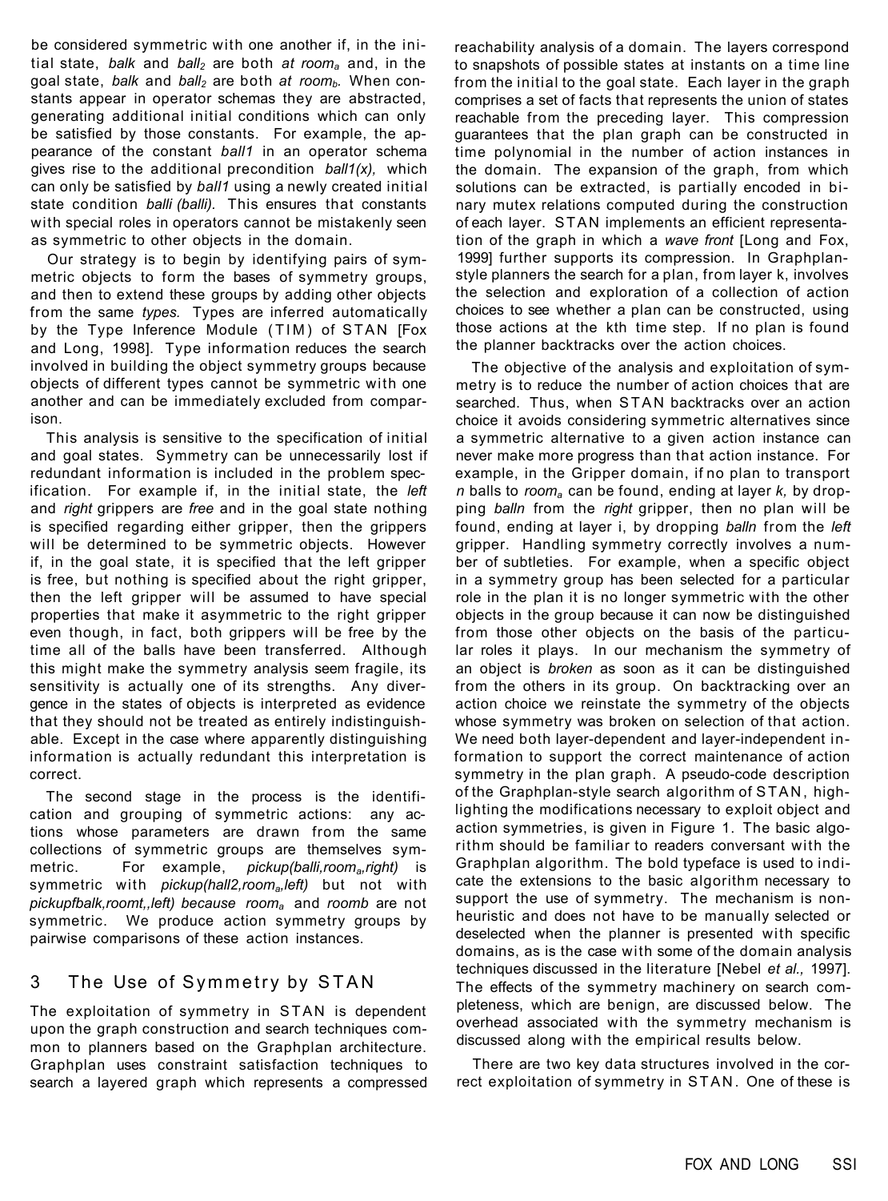be considered symmetric with one another if, in the initial state, *balk* and $ball_2$ are both *at* $room_a$ and, in the goal state, *balk* and $ball_2$ are both *at* $room_b$. When constants appear in operator schemas they are abstracted, generating additional initial conditions which can only be satisfied by those constants. For example, the appearance of the constant *ball1* in an operator schema gives rise to the additional precondition *ball1(x),* which can only be satisfied by *ball1* using a newly created initial state condition *balli (balli).* This ensures that constants with special roles in operators cannot be mistakenly seen as symmetric to other objects in the domain.

Our strategy is to begin by identifying pairs of symmetric objects to form the bases of symmetry groups, and then to extend these groups by adding other objects from the same *types.* Types are inferred automatically by the Type Inference Module (TIM) of STAN [Fox and Long, 1998]. Type information reduces the search involved in building the object symmetry groups because objects of different types cannot be symmetric with one another and can be immediately excluded from comparison.

This analysis is sensitive to the specification of initial and goal states. Symmetry can be unnecessarily lost if redundant information is included in the problem specification. For example if, in the initial state, the *left* and *right* grippers are *free* and in the goal state nothing is specified regarding either gripper, then the grippers will be determined to be symmetric objects. However if, in the goal state, it is specified that the left gripper is free, but nothing is specified about the right gripper, then the left gripper will be assumed to have special properties that make it asymmetric to the right gripper even though, in fact, both grippers will be free by the time all of the balls have been transferred. Although this might make the symmetry analysis seem fragile, its sensitivity is actually one of its strengths. Any divergence in the states of objects is interpreted as evidence that they should not be treated as entirely indistinguishable. Except in the case where apparently distinguishing information is actually redundant this interpretation is correct.

The second stage in the process is the identification and grouping of symmetric actions: any actions whose parameters are drawn from the same collections of symmetric groups are themselves symmetric. For example, *pickup(balli,$room_a$,right)* is symmetric with *pickup(hall2,$room_a$,left)* but not with *pickupfbalk,roomt,,left) because $room_a$* and *roomb* are not symmetric. We produce action symmetry groups by pairwise comparisons of these action instances.

## 3 The Use of Symmetry by STAN

The exploitation of symmetry in STAN is dependent upon the graph construction and search techniques common to planners based on the Graphplan architecture. Graphplan uses constraint satisfaction techniques to search a layered graph which represents a compressed reachability analysis of a domain. The layers correspond to snapshots of possible states at instants on a time line from the initial to the goal state. Each layer in the graph comprises a set of facts that represents the union of states reachable from the preceding layer. This compression guarantees that the plan graph can be constructed in time polynomial in the number of action instances in the domain. The expansion of the graph, from which solutions can be extracted, is partially encoded in binary mutex relations computed during the construction of each layer. STAN implements an efficient representation of the graph in which a *wave front* [Long and Fox, 1999] further supports its compression. In Graphplan-style planners the search for a plan, from layer k, involves the selection and exploration of a collection of action choices to see whether a plan can be constructed, using those actions at the kth time step. If no plan is found the planner backtracks over the action choices.

The objective of the analysis and exploitation of symmetry is to reduce the number of action choices that are searched. Thus, when STAN backtracks over an action choice it avoids considering symmetric alternatives since a symmetric alternative to a given action instance can never make more progress than that action instance. For example, in the Gripper domain, if no plan to transport *n* balls to $room_a$ can be found, ending at layer *k,* by dropping *balln* from the *right* gripper, then no plan will be found, ending at layer i, by dropping *balln* from the *left* gripper. Handling symmetry correctly involves a number of subtleties. For example, when a specific object in a symmetry group has been selected for a particular role in the plan it is no longer symmetric with the other objects in the group because it can now be distinguished from those other objects on the basis of the particular roles it plays. In our mechanism the symmetry of an object is *broken* as soon as it can be distinguished from the others in its group. On backtracking over an action choice we reinstate the symmetry of the objects whose symmetry was broken on selection of that action. We need both layer-dependent and layer-independent information to support the correct maintenance of action symmetry in the plan graph. A pseudo-code description of the Graphplan-style search algorithm of STAN, highlighting the modifications necessary to exploit object and action symmetries, is given in Figure 1. The basic algorithm should be familiar to readers conversant with the Graphplan algorithm. The bold typeface is used to indicate the extensions to the basic algorithm necessary to support the use of symmetry. The mechanism is non-heuristic and does not have to be manually selected or deselected when the planner is presented with specific domains, as is the case with some of the domain analysis techniques discussed in the literature [Nebel *et al.,* 1997]. The effects of the symmetry machinery on search completeness, which are benign, are discussed below. The overhead associated with the symmetry mechanism is discussed along with the empirical results below.

There are two key data structures involved in the correct exploitation of symmetry in STAN. One of these is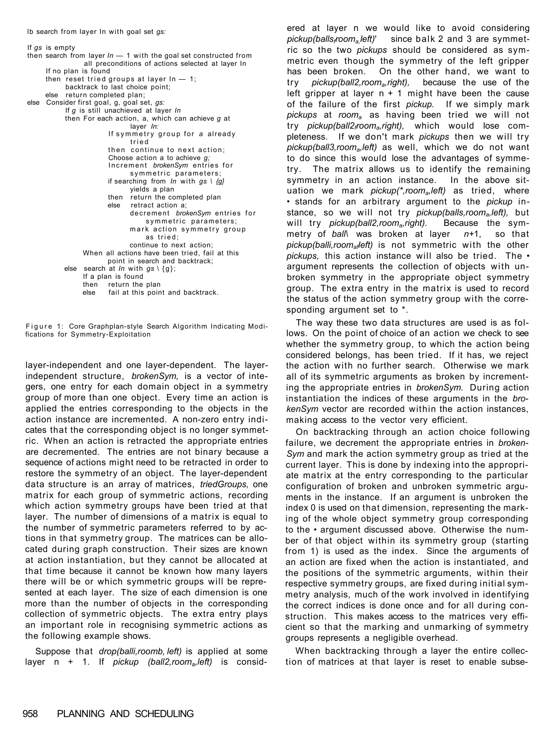```
Ib search from layer ln with goal set gs:

If gs is empty
then search from layer ln — 1 with the goal set constructed from
            all preconditions of actions selected at layer ln
     If no plan is found
     then reset tried groups at layer ln — 1;
          backtrack to last choice point;
     else return completed plan;
else Consider first goal, g, goal set, gs:
          If g is still unachieved at layer ln
          then For each action, a, which can achieve g at
                         layer ln:
                    If symmetry group for a already
                         tried
                    then continue to next action;
                    Choose action a to achieve g;
                    Increment brokenSym entries for
                         symmetric parameters;
                    if searching from ln with gs \ {g}
                         yields a plan
                    then return the completed plan
                    else retract action a;
                         decrement brokenSym entries for
                              symmetric parameters;
                         mark action symmetry group
                              as tried;
                         continue to next action;
               When all actions have been tried, fail at this
                    point in search and backtrack;
          else search at ln with gs \ {g};
               If a plan is found
               then return the plan
               else fail at this point and backtrack.
```

Figure 1: Core Graphplan-style Search Algorithm Indicating Modifications for Symmetry-Exploitation

layer-independent and one layer-dependent. The layer-independent structure, *brokenSym,* is a vector of integers, one entry for each domain object in a symmetry group of more than one object. Every time an action is applied the entries corresponding to the objects in the action instance are incremented. A non-zero entry indicates that the corresponding object is no longer symmetric. When an action is retracted the appropriate entries are decremented. The entries are not binary because a sequence of actions might need to be retracted in order to restore the symmetry of an object. The layer-dependent data structure is an array of matrices, *triedGroups,* one matrix for each group of symmetric actions, recording which action symmetry groups have been tried at that layer. The number of dimensions of a matrix is equal to the number of symmetric parameters referred to by actions in that symmetry group. The matrices can be allocated during graph construction. Their sizes are known at action instantiation, but they cannot be allocated at that time because it cannot be known how many layers there will be or which symmetric groups will be represented at each layer. The size of each dimension is one more than the number of objects in the corresponding collection of symmetric objects. The extra entry plays an important role in recognising symmetric actions as the following example shows.

Suppose that *drop(ball1,roomb, left)* is applied at some layer n + 1. If *pickup (ball2,room$_a$,left)* is considered at layer n we would like to avoid considering *pickup(ball3,room$_a$,left)*' since balk 2 and 3 are symmetric so the two *pickups* should be considered as symmetric even though the symmetry of the left gripper has been broken. On the other hand, we want to try *pickup(ball2,room$_a$,right),* because the use of the left gripper at layer n + 1 might have been the cause of the failure of the first *pickup.* If we simply mark *pickups* at *room$_a$* as having been tried we will not try *pickup(ball2,room$_a$,right),* which would lose completeness. If we don't mark *pickups* then we will try *pickup(ball3,room$_a$,left)* as well, which we do not want to do since this would lose the advantages of symmetry. The matrix allows us to identify the remaining symmetry in an action instance. In the above situation we mark *pickup(*,room$_a$,left)* as tried, where * stands for an arbitrary argument to the *pickup* instance, so we will not try *pickup(ball3,room$_a$,left),* but will try *pickup(ball2,room$_a$,right).* Because the symmetry of *ball1* was broken at layer *n*+1, so that *pickup(ball1,room$_a$,left)* is not symmetric with the other *pickups,* this action instance will also be tried. The * argument represents the collection of objects with unbroken symmetry in the appropriate object symmetry group. The extra entry in the matrix is used to record the status of the action symmetry group with the corresponding argument set to *.

The way these two data structures are used is as follows. On the point of choice of an action we check to see whether the symmetry group, to which the action being considered belongs, has been tried. If it has, we reject the action with no further search. Otherwise we mark all of its symmetric arguments as broken by incrementing the appropriate entries in *brokenSym.* During action instantiation the indices of these arguments in the *brokenSym* vector are recorded within the action instances, making access to the vector very efficient.

On backtracking through an action choice following failure, we decrement the appropriate entries in *brokenSym* and mark the action symmetry group as tried at the current layer. This is done by indexing into the appropriate matrix at the entry corresponding to the particular configuration of broken and unbroken symmetric arguments in the instance. If an argument is unbroken the index 0 is used on that dimension, representing the marking of the whole object symmetry group corresponding to the * argument discussed above. Otherwise the number of that object within its symmetry group (starting from 1) is used as the index. Since the arguments of an action are fixed when the action is instantiated, and the positions of the symmetric arguments, within their respective symmetry groups, are fixed during initial symmetry analysis, much of the work involved in identifying the correct indices is done once and for all during construction. This makes access to the matrices very efficient so that the marking and unmarking of symmetry groups represents a negligible overhead.

When backtracking through a layer the entire collection of matrices at that layer is reset to enable subse-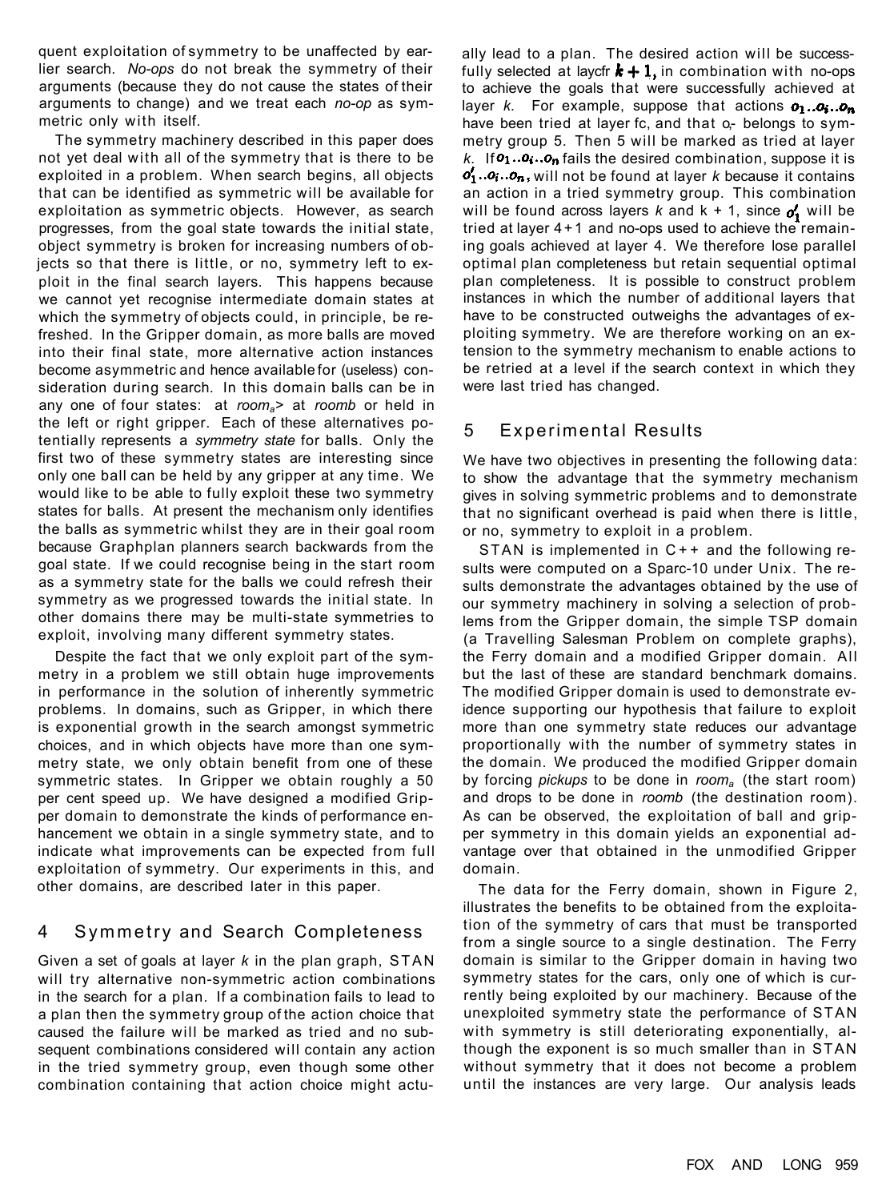quent exploitation of symmetry to be unaffected by earlier search. *No-ops* do not break the symmetry of their arguments (because they do not cause the states of their arguments to change) and we treat each *no-op* as symmetric only with itself.

The symmetry machinery described in this paper does not yet deal with all of the symmetry that is there to be exploited in a problem. When search begins, all objects that can be identified as symmetric will be available for exploitation as symmetric objects. However, as search progresses, from the goal state towards the initial state, object symmetry is broken for increasing numbers of objects so that there is little, or no, symmetry left to exploit in the final search layers. This happens because we cannot yet recognise intermediate domain states at which the symmetry of objects could, in principle, be refreshed. In the Gripper domain, as more balls are moved into their final state, more alternative action instances become asymmetric and hence available for (useless) consideration during search. In this domain balls can be in any one of four states: at $room_a$> at *roomb* or held in the left or right gripper. Each of these alternatives potentially represents a *symmetry state* for balls. Only the first two of these symmetry states are interesting since only one ball can be held by any gripper at any time. We would like to be able to fully exploit these two symmetry states for balls. At present the mechanism only identifies the balls as symmetric whilst they are in their goal room because Graphplan planners search backwards from the goal state. If we could recognise being in the start room as a symmetry state for the balls we could refresh their symmetry as we progressed towards the initial state. In other domains there may be multi-state symmetries to exploit, involving many different symmetry states.

Despite the fact that we only exploit part of the symmetry in a problem we still obtain huge improvements in performance in the solution of inherently symmetric problems. In domains, such as Gripper, in which there is exponential growth in the search amongst symmetric choices, and in which objects have more than one symmetry state, we only obtain benefit from one of these symmetric states. In Gripper we obtain roughly a 50 per cent speed up. We have designed a modified Gripper domain to demonstrate the kinds of performance enhancement we obtain in a single symmetry state, and to indicate what improvements can be expected from full exploitation of symmetry. Our experiments in this, and other domains, are described later in this paper.

## 4 Symmetry and Search Completeness

Given a set of goals at layer $k$ in the plan graph, STAN will try alternative non-symmetric action combinations in the search for a plan. If a combination fails to lead to a plan then the symmetry group of the action choice that caused the failure will be marked as tried and no subsequent combinations considered will contain any action in the tried symmetry group, even though some other combination containing that action choice might actually lead to a plan. The desired action will be successfully selected at laycfr $k + 1$, in combination with no-ops to achieve the goals that were successfully achieved at layer $k$. For example, suppose that actions $o_1..o_i..o_n$ have been tried at layer fc, and that $o_i$ belongs to symmetry group 5. Then 5 will be marked as tried at layer $k$. If $o_1..o_i..o_n$ fails the desired combination, suppose it is $o'_1..o_i..o_n$, will not be found at layer $k$ because it contains an action in a tried symmetry group. This combination will be found across layers $k$ and k + 1, since $o'_1$ will be tried at layer 4+1 and no-ops used to achieve the remaining goals achieved at layer 4. We therefore lose parallel optimal plan completeness but retain sequential optimal plan completeness. It is possible to construct problem instances in which the number of additional layers that have to be constructed outweighs the advantages of exploiting symmetry. We are therefore working on an extension to the symmetry mechanism to enable actions to be retried at a level if the search context in which they were last tried has changed.

## 5 Experimental Results

We have two objectives in presenting the following data: to show the advantage that the symmetry mechanism gives in solving symmetric problems and to demonstrate that no significant overhead is paid when there is little, or no, symmetry to exploit in a problem.

STAN is implemented in C++ and the following results were computed on a Sparc-10 under Unix. The results demonstrate the advantages obtained by the use of our symmetry machinery in solving a selection of problems from the Gripper domain, the simple TSP domain (a Travelling Salesman Problem on complete graphs), the Ferry domain and a modified Gripper domain. All but the last of these are standard benchmark domains. The modified Gripper domain is used to demonstrate evidence supporting our hypothesis that failure to exploit more than one symmetry state reduces our advantage proportionally with the number of symmetry states in the domain. We produced the modified Gripper domain by forcing *pickups* to be done in $room_a$ (the start room) and drops to be done in *roomb* (the destination room). As can be observed, the exploitation of ball and gripper symmetry in this domain yields an exponential advantage over that obtained in the unmodified Gripper domain.

The data for the Ferry domain, shown in Figure 2, illustrates the benefits to be obtained from the exploitation of the symmetry of cars that must be transported from a single source to a single destination. The Ferry domain is similar to the Gripper domain in having two symmetry states for the cars, only one of which is currently being exploited by our machinery. Because of the unexploited symmetry state the performance of STAN with symmetry is still deteriorating exponentially, although the exponent is so much smaller than in STAN without symmetry that it does not become a problem until the instances are very large. Our analysis leads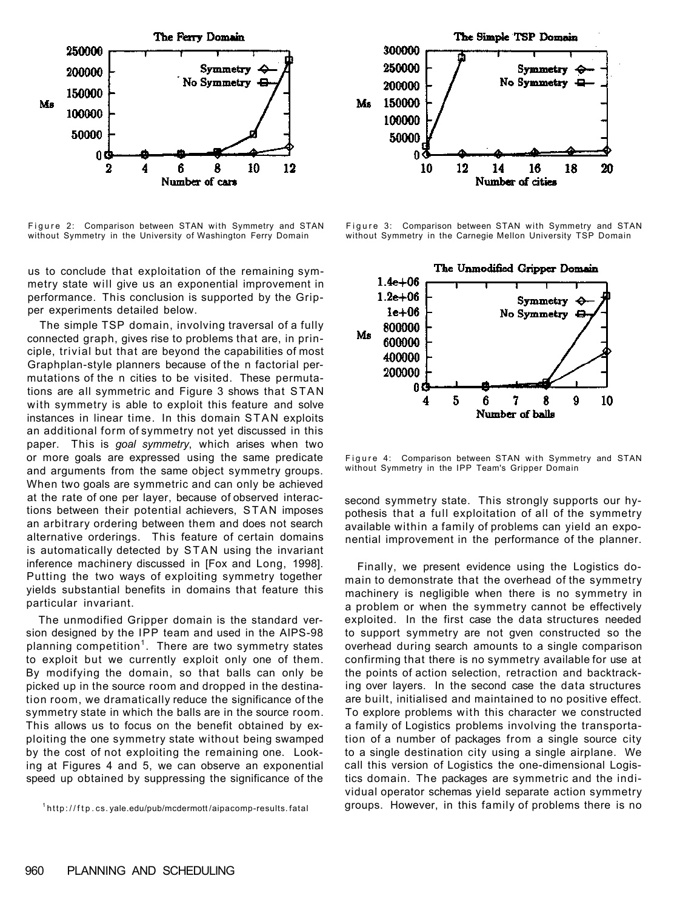Figure 2: Comparison between STAN with Symmetry and STAN without Symmetry in the University of Washington Ferry Domain

Figure 3: Comparison between STAN with Symmetry and STAN without Symmetry in the Carnegie Mellon University TSP Domain

us to conclude that exploitation of the remaining symmetry state will give us an exponential improvement in performance. This conclusion is supported by the Gripper experiments detailed below.

The simple TSP domain, involving traversal of a fully connected graph, gives rise to problems that are, in principle, trivial but that are beyond the capabilities of most Graphplan-style planners because of the n factorial permutations of the n cities to be visited. These permutations are all symmetric and Figure 3 shows that STAN with symmetry is able to exploit this feature and solve instances in linear time. In this domain STAN exploits an additional form of symmetry not yet discussed in this paper. This is *goal symmetry*, which arises when two or more goals are expressed using the same predicate and arguments from the same object symmetry groups. When two goals are symmetric and can only be achieved at the rate of one per layer, because of observed interactions between their potential achievers, STAN imposes an arbitrary ordering between them and does not search alternative orderings. This feature of certain domains is automatically detected by STAN using the invariant inference machinery discussed in [Fox and Long, 1998]. Putting the two ways of exploiting symmetry together yields substantial benefits in domains that feature this particular invariant.

The unmodified Gripper domain is the standard version designed by the IPP team and used in the AIPS-98 planning competition[1]. There are two symmetry states to exploit but we currently exploit only one of them. By modifying the domain, so that balls can only be picked up in the source room and dropped in the destination room, we dramatically reduce the significance of the symmetry state in which the balls are in the source room. This allows us to focus on the benefit obtained by exploiting the one symmetry state without being swamped by the cost of not exploiting the remaining one. Looking at Figures 4 and 5, we can observe an exponential speed up obtained by suppressing the significance of the second symmetry state. This strongly supports our hypothesis that a full exploitation of all of the symmetry available within a family of problems can yield an exponential improvement in the performance of the planner.

[1] http://ftp.cs.yale.edu/pub/mcdermott/aipacomp-results.fatal

Figure 4: Comparison between STAN with Symmetry and STAN without Symmetry in the IPP Team's Gripper Domain

Finally, we present evidence using the Logistics domain to demonstrate that the overhead of the symmetry machinery is negligible when there is no symmetry in a problem or when the symmetry cannot be effectively exploited. In the first case the data structures needed to support symmetry are not gven constructed so the overhead during search amounts to a single comparison confirming that there is no symmetry available for use at the points of action selection, retraction and backtracking over layers. In the second case the data structures are built, initialised and maintained to no positive effect. To explore problems with this character we constructed a family of Logistics problems involving the transportation of a number of packages from a single source city to a single destination city using a single airplane. We call this version of Logistics the one-dimensional Logistics domain. The packages are symmetric and the individual operator schemas yield separate action symmetry groups. However, in this family of problems there is no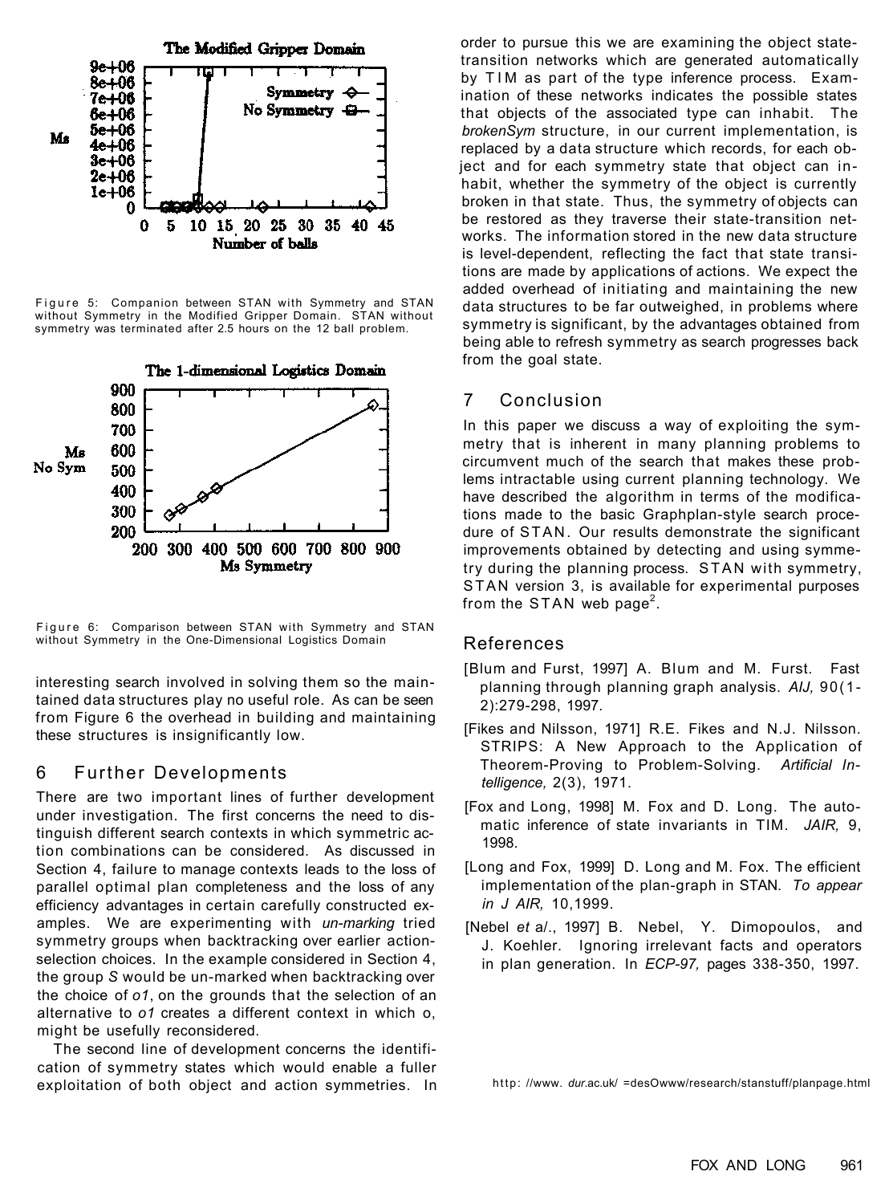The Modified Gripper Domain

Ms

9e+06
8e+06
7e+06
6e+06
5e+06
4e+06
3e+06
2e+06
1e+06
0

Symmetry
No Symmetry

0 5 10 15 20 25 30 35 40 45

Number of balls

Figure 5: Companion between STAN with Symmetry and STAN without Symmetry in the Modified Gripper Domain. STAN without symmetry was terminated after 2.5 hours on the 12 ball problem.

The 1-dimensional Logistics Domain

Ms
No Sym

900
800
700
600
500
400
300
200

200 300 400 500 600 700 800 900

Ms Symmetry

Figure 6: Comparison between STAN with Symmetry and STAN without Symmetry in the One-Dimensional Logistics Domain

interesting search involved in solving them so the maintained data structures play no useful role. As can be seen from Figure 6 the overhead in building and maintaining these structures is insignificantly low.

## 6 Further Developments

There are two important lines of further development under investigation. The first concerns the need to distinguish different search contexts in which symmetric action combinations can be considered. As discussed in Section 4, failure to manage contexts leads to the loss of parallel optimal plan completeness and the loss of any efficiency advantages in certain carefully constructed examples. We are experimenting with *un-marking* tried symmetry groups when backtracking over earlier action-selection choices. In the example considered in Section 4, the group *S* would be un-marked when backtracking over the choice of *o1*, on the grounds that the selection of an alternative to *o1* creates a different context in which o, might be usefully reconsidered.

The second line of development concerns the identification of symmetry states which would enable a fuller exploitation of both object and action symmetries. In order to pursue this we are examining the object state-transition networks which are generated automatically by TIM as part of the type inference process. Examination of these networks indicates the possible states that objects of the associated type can inhabit. The *brokenSym* structure, in our current implementation, is replaced by a data structure which records, for each object and for each symmetry state that object can inhabit, whether the symmetry of the object is currently broken in that state. Thus, the symmetry of objects can be restored as they traverse their state-transition networks. The information stored in the new data structure is level-dependent, reflecting the fact that state transitions are made by applications of actions. We expect the added overhead of initiating and maintaining the new data structures to be far outweighed, in problems where symmetry is significant, by the advantages obtained from being able to refresh symmetry as search progresses back from the goal state.

## 7 Conclusion

In this paper we discuss a way of exploiting the symmetry that is inherent in many planning problems to circumvent much of the search that makes these problems intractable using current planning technology. We have described the algorithm in terms of the modifications made to the basic Graphplan-style search procedure of STAN. Our results demonstrate the significant improvements obtained by detecting and using symmetry during the planning process. STAN with symmetry, STAN version 3, is available for experimental purposes from the STAN web page[2].

## References

[Blum and Furst, 1997] A. Blum and M. Furst. Fast planning through planning graph analysis. *AIJ,* 90(1-2):279-298, 1997.

[Fikes and Nilsson, 1971] R.E. Fikes and N.J. Nilsson. STRIPS: A New Approach to the Application of Theorem-Proving to Problem-Solving. *Artificial Intelligence,* 2(3), 1971.

[Fox and Long, 1998] M. Fox and D. Long. The automatic inference of state invariants in TIM. *JAIR,* 9, 1998.

[Long and Fox, 1999] D. Long and M. Fox. The efficient implementation of the plan-graph in STAN. *To appear in J AIR,* 10,1999.

[Nebel *et a*l., 1997] B. Nebel, Y. Dimopoulos, and J. Koehler. Ignoring irrelevant facts and operators in plan generation. In *ECP-97,* pages 338-350, 1997.

http: //www. *dur*.ac.uk/ =desOwww/research/stanstuff/planpage.html